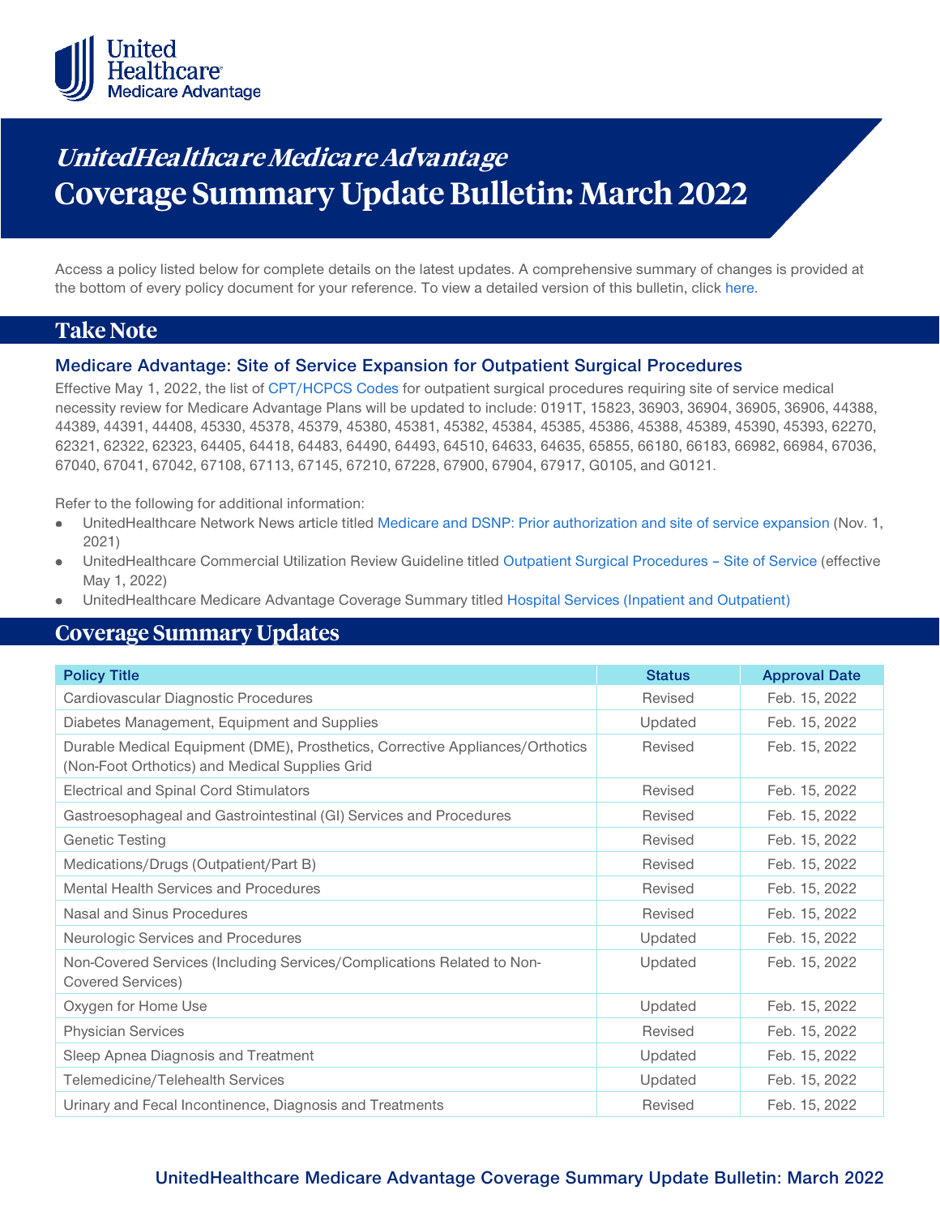UnitedHealthcare Medicare Advantage

# *UnitedHealthcare Medicare Advantage* Coverage Summary Update Bulletin: March 2022

Access a policy listed below for complete details on the latest updates. A comprehensive summary of changes is provided at the bottom of every policy document for your reference. To view a detailed version of this bulletin, click here.

## Take Note

### Medicare Advantage: Site of Service Expansion for Outpatient Surgical Procedures

Effective May 1, 2022, the list of CPT/HCPCS Codes for outpatient surgical procedures requiring site of service medical necessity review for Medicare Advantage Plans will be updated to include: 0191T, 15823, 36903, 36904, 36905, 36906, 44388, 44389, 44391, 44408, 45330, 45378, 45379, 45380, 45381, 45382, 45384, 45385, 45386, 45388, 45389, 45390, 45393, 62270, 62321, 62322, 62323, 64405, 64418, 64483, 64490, 64493, 64510, 64633, 64635, 65855, 66180, 66183, 66982, 66984, 67036, 67040, 67041, 67042, 67108, 67113, 67145, 67210, 67228, 67900, 67904, 67917, G0105, and G0121.

Refer to the following for additional information:

- UnitedHealthcare Network News article titled Medicare and DSNP: Prior authorization and site of service expansion (Nov. 1, 2021)
- UnitedHealthcare Commercial Utilization Review Guideline titled Outpatient Surgical Procedures – Site of Service (effective May 1, 2022)
- UnitedHealthcare Medicare Advantage Coverage Summary titled Hospital Services (Inpatient and Outpatient)

## Coverage Summary Updates

| Policy Title | Status | Approval Date |
|---|---|---|
| Cardiovascular Diagnostic Procedures | Revised | Feb. 15, 2022 |
| Diabetes Management, Equipment and Supplies | Updated | Feb. 15, 2022 |
| Durable Medical Equipment (DME), Prosthetics, Corrective Appliances/Orthotics (Non-Foot Orthotics) and Medical Supplies Grid | Revised | Feb. 15, 2022 |
| Electrical and Spinal Cord Stimulators | Revised | Feb. 15, 2022 |
| Gastroesophageal and Gastrointestinal (GI) Services and Procedures | Revised | Feb. 15, 2022 |
| Genetic Testing | Revised | Feb. 15, 2022 |
| Medications/Drugs (Outpatient/Part B) | Revised | Feb. 15, 2022 |
| Mental Health Services and Procedures | Revised | Feb. 15, 2022 |
| Nasal and Sinus Procedures | Revised | Feb. 15, 2022 |
| Neurologic Services and Procedures | Updated | Feb. 15, 2022 |
| Non-Covered Services (Including Services/Complications Related to Non-Covered Services) | Updated | Feb. 15, 2022 |
| Oxygen for Home Use | Updated | Feb. 15, 2022 |
| Physician Services | Revised | Feb. 15, 2022 |
| Sleep Apnea Diagnosis and Treatment | Updated | Feb. 15, 2022 |
| Telemedicine/Telehealth Services | Updated | Feb. 15, 2022 |
| Urinary and Fecal Incontinence, Diagnosis and Treatments | Revised | Feb. 15, 2022 |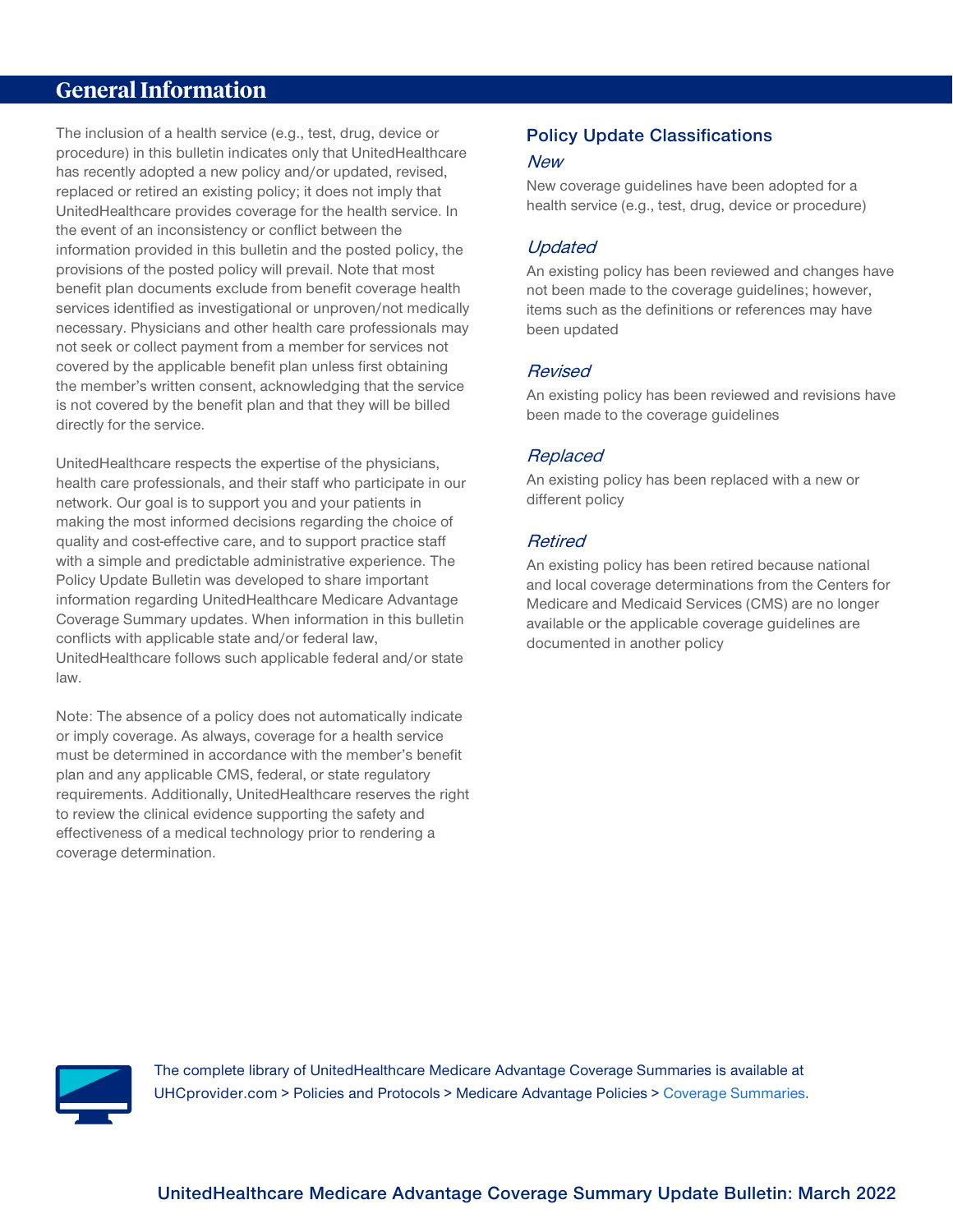## General Information

The inclusion of a health service (e.g., test, drug, device or procedure) in this bulletin indicates only that UnitedHealthcare has recently adopted a new policy and/or updated, revised, replaced or retired an existing policy; it does not imply that UnitedHealthcare provides coverage for the health service. In the event of an inconsistency or conflict between the information provided in this bulletin and the posted policy, the provisions of the posted policy will prevail. Note that most benefit plan documents exclude from benefit coverage health services identified as investigational or unproven/not medically necessary. Physicians and other health care professionals may not seek or collect payment from a member for services not covered by the applicable benefit plan unless first obtaining the member's written consent, acknowledging that the service is not covered by the benefit plan and that they will be billed directly for the service.

UnitedHealthcare respects the expertise of the physicians, health care professionals, and their staff who participate in our network. Our goal is to support you and your patients in making the most informed decisions regarding the choice of quality and cost-effective care, and to support practice staff with a simple and predictable administrative experience. The Policy Update Bulletin was developed to share important information regarding UnitedHealthcare Medicare Advantage Coverage Summary updates. When information in this bulletin conflicts with applicable state and/or federal law, UnitedHealthcare follows such applicable federal and/or state law.

Note: The absence of a policy does not automatically indicate or imply coverage. As always, coverage for a health service must be determined in accordance with the member's benefit plan and any applicable CMS, federal, or state regulatory requirements. Additionally, UnitedHealthcare reserves the right to review the clinical evidence supporting the safety and effectiveness of a medical technology prior to rendering a coverage determination.

### Policy Update Classifications

*New*

New coverage guidelines have been adopted for a health service (e.g., test, drug, device or procedure)

*Updated*

An existing policy has been reviewed and changes have not been made to the coverage guidelines; however, items such as the definitions or references may have been updated

*Revised*

An existing policy has been reviewed and revisions have been made to the coverage guidelines

*Replaced*

An existing policy has been replaced with a new or different policy

*Retired*

An existing policy has been retired because national and local coverage determinations from the Centers for Medicare and Medicaid Services (CMS) are no longer available or the applicable coverage guidelines are documented in another policy

The complete library of UnitedHealthcare Medicare Advantage Coverage Summaries is available at UHCprovider.com > Policies and Protocols > Medicare Advantage Policies > Coverage Summaries.